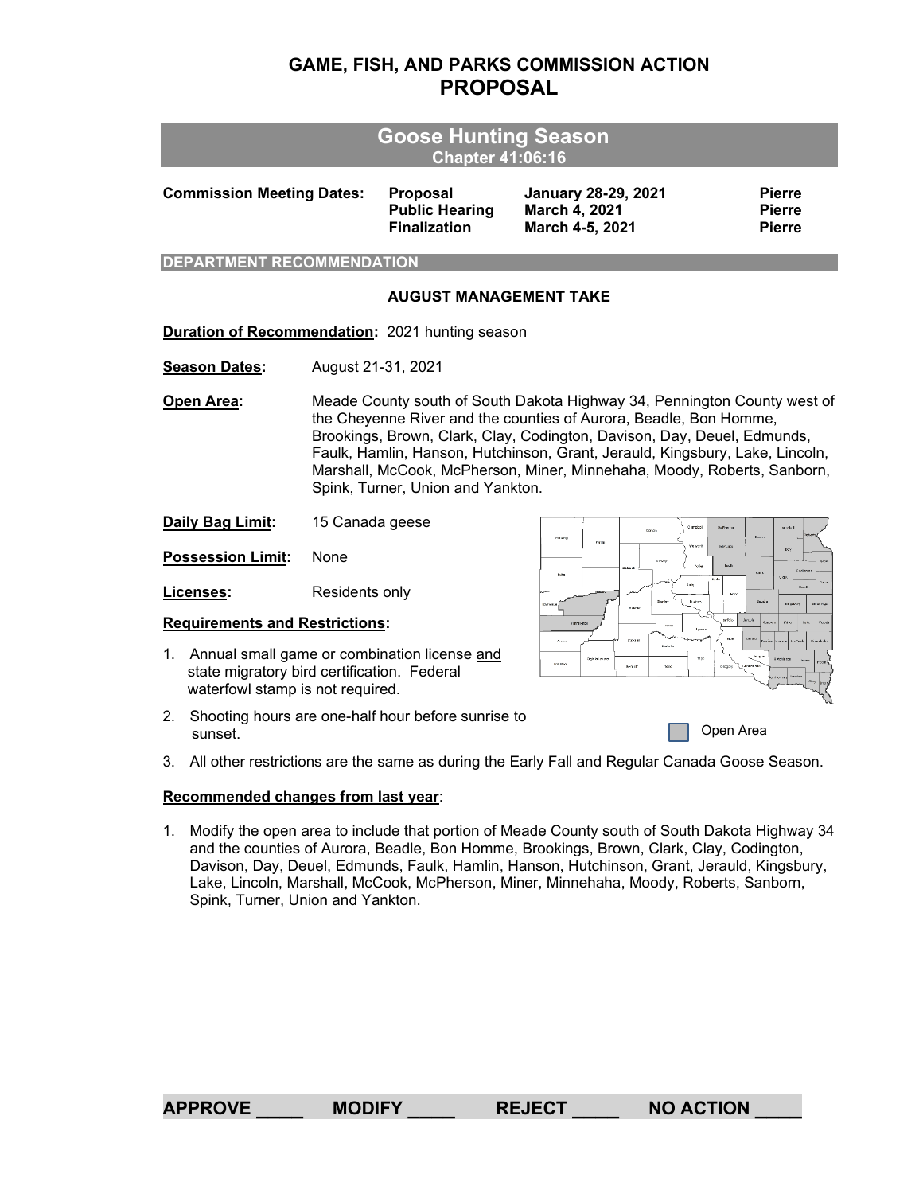# GAME, FISH, AND PARKS COMMISSION ACTION
# PROPOSAL

## Goose Hunting Season
### Chapter 41:06:16

| Commission Meeting Dates: | | | |
|---|---|---|---|
| | Proposal | January 28-29, 2021 | Pierre |
| | Public Hearing | March 4, 2021 | Pierre |
| | Finalization | March 4-5, 2021 | Pierre |

### DEPARTMENT RECOMMENDATION

**AUGUST MANAGEMENT TAKE**

**Duration of Recommendation:** 2021 hunting season

**Season Dates:** August 21-31, 2021

**Open Area:** Meade County south of South Dakota Highway 34, Pennington County west of the Cheyenne River and the counties of Aurora, Beadle, Bon Homme, Brookings, Brown, Clark, Clay, Codington, Davison, Day, Deuel, Edmunds, Faulk, Hamlin, Hanson, Hutchinson, Grant, Jerauld, Kingsbury, Lake, Lincoln, Marshall, McCook, McPherson, Miner, Minnehaha, Moody, Roberts, Sanborn, Spink, Turner, Union and Yankton.

**Daily Bag Limit:** 15 Canada geese

**Possession Limit:** None

**Licenses:** Residents only

Open Area

**Requirements and Restrictions:**

1. Annual small game or combination license and state migratory bird certification. Federal waterfowl stamp is not required.
2. Shooting hours are one-half hour before sunrise to sunset.
3. All other restrictions are the same as during the Early Fall and Regular Canada Goose Season.

**Recommended changes from last year:**

1. Modify the open area to include that portion of Meade County south of South Dakota Highway 34 and the counties of Aurora, Beadle, Bon Homme, Brookings, Brown, Clark, Clay, Codington, Davison, Day, Deuel, Edmunds, Faulk, Hamlin, Hanson, Hutchinson, Grant, Jerauld, Kingsbury, Lake, Lincoln, Marshall, McCook, McPherson, Miner, Minnehaha, Moody, Roberts, Sanborn, Spink, Turner, Union and Yankton.

**APPROVE _____ MODIFY _____ REJECT _____ NO ACTION _____**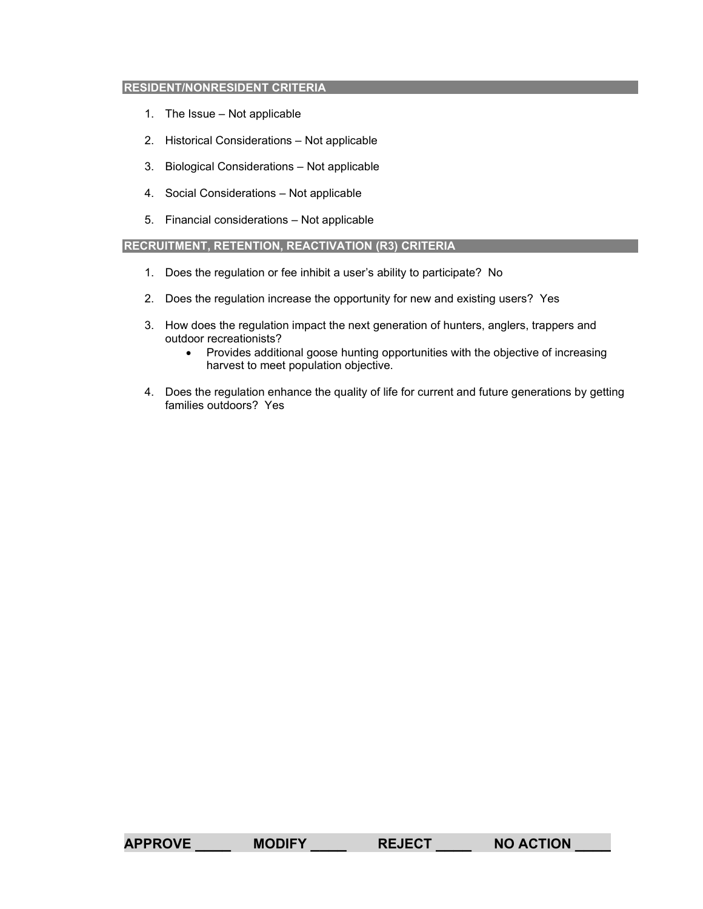## RESIDENT/NONRESIDENT CRITERIA

1. The Issue – Not applicable
2. Historical Considerations – Not applicable
3. Biological Considerations – Not applicable
4. Social Considerations – Not applicable
5. Financial considerations – Not applicable

## RECRUITMENT, RETENTION, REACTIVATION (R3) CRITERIA

1. Does the regulation or fee inhibit a user's ability to participate? No
2. Does the regulation increase the opportunity for new and existing users? Yes
3. How does the regulation impact the next generation of hunters, anglers, trappers and outdoor recreationists?
   - Provides additional goose hunting opportunities with the objective of increasing harvest to meet population objective.
4. Does the regulation enhance the quality of life for current and future generations by getting families outdoors? Yes

**APPROVE _____ MODIFY _____ REJECT _____ NO ACTION _____**